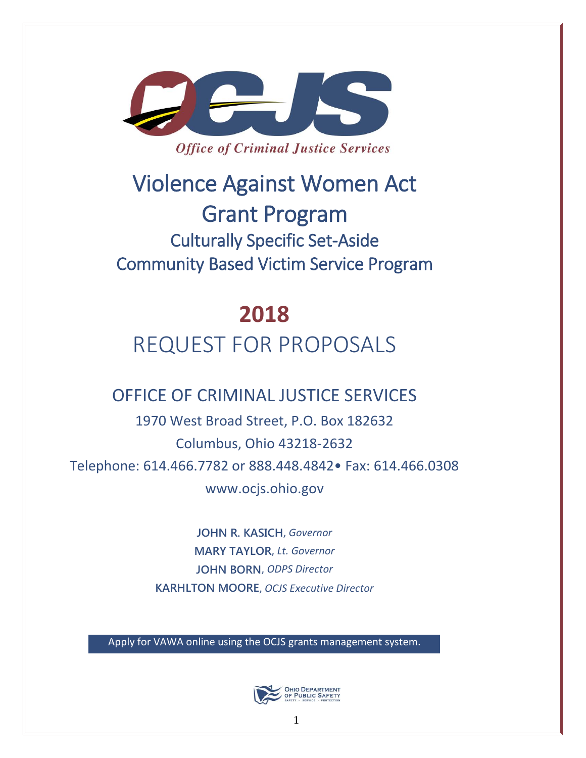Office of Criminal Justice Services

# Violence Against Women Act Grant Program

## Culturally Specific Set-Aside Community Based Victim Service Program

# 2018

# REQUEST FOR PROPOSALS

## OFFICE OF CRIMINAL JUSTICE SERVICES

1970 West Broad Street, P.O. Box 182632

Columbus, Ohio 43218-2632

Telephone: 614.466.7782 or 888.448.4842• Fax: 614.466.0308

www.ocjs.ohio.gov

**JOHN R. KASICH**, *Governor*
**MARY TAYLOR**, *Lt. Governor*
**JOHN BORN**, *ODPS Director*
**KARHLTON MOORE**, *OCJS Executive Director*

Apply for VAWA online using the OCJS grants management system.

Ohio Department of Public Safety
Safety • Service • Protection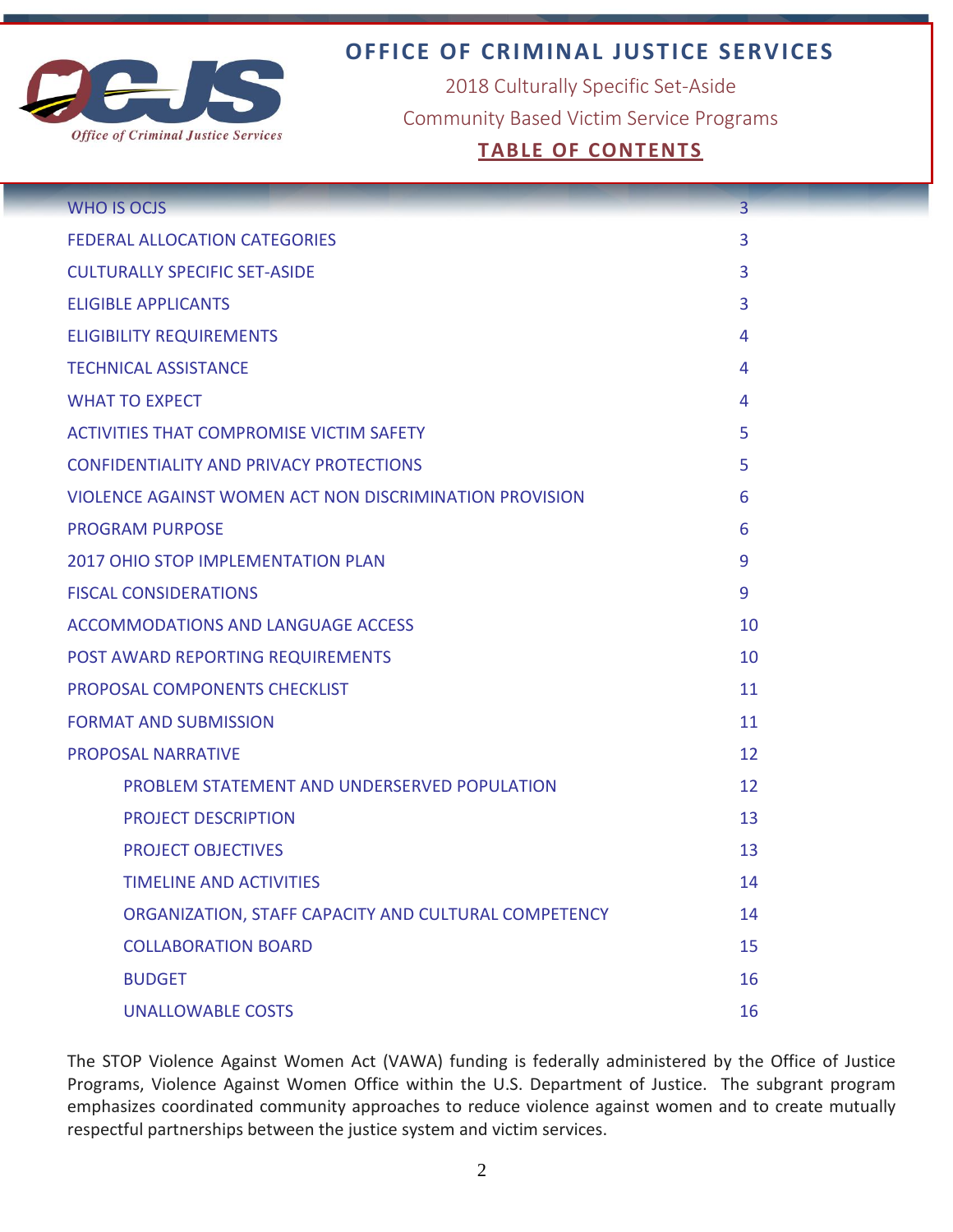# OFFICE OF CRIMINAL JUSTICE SERVICES

2018 Culturally Specific Set-Aside

Community Based Victim Service Programs

## TABLE OF CONTENTS

| | |
|---|---|
| WHO IS OCJS | 3 |
| FEDERAL ALLOCATION CATEGORIES | 3 |
| CULTURALLY SPECIFIC SET-ASIDE | 3 |
| ELIGIBLE APPLICANTS | 3 |
| ELIGIBILITY REQUIREMENTS | 4 |
| TECHNICAL ASSISTANCE | 4 |
| WHAT TO EXPECT | 4 |
| ACTIVITIES THAT COMPROMISE VICTIM SAFETY | 5 |
| CONFIDENTIALITY AND PRIVACY PROTECTIONS | 5 |
| VIOLENCE AGAINST WOMEN ACT NON DISCRIMINATION PROVISION | 6 |
| PROGRAM PURPOSE | 6 |
| 2017 OHIO STOP IMPLEMENTATION PLAN | 9 |
| FISCAL CONSIDERATIONS | 9 |
| ACCOMMODATIONS AND LANGUAGE ACCESS | 10 |
| POST AWARD REPORTING REQUIREMENTS | 10 |
| PROPOSAL COMPONENTS CHECKLIST | 11 |
| FORMAT AND SUBMISSION | 11 |
| PROPOSAL NARRATIVE | 12 |
| &nbsp;&nbsp;&nbsp;&nbsp;PROBLEM STATEMENT AND UNDERSERVED POPULATION | 12 |
| &nbsp;&nbsp;&nbsp;&nbsp;PROJECT DESCRIPTION | 13 |
| &nbsp;&nbsp;&nbsp;&nbsp;PROJECT OBJECTIVES | 13 |
| &nbsp;&nbsp;&nbsp;&nbsp;TIMELINE AND ACTIVITIES | 14 |
| &nbsp;&nbsp;&nbsp;&nbsp;ORGANIZATION, STAFF CAPACITY AND CULTURAL COMPETENCY | 14 |
| &nbsp;&nbsp;&nbsp;&nbsp;COLLABORATION BOARD | 15 |
| &nbsp;&nbsp;&nbsp;&nbsp;BUDGET | 16 |
| &nbsp;&nbsp;&nbsp;&nbsp;UNALLOWABLE COSTS | 16 |

The STOP Violence Against Women Act (VAWA) funding is federally administered by the Office of Justice Programs, Violence Against Women Office within the U.S. Department of Justice. The subgrant program emphasizes coordinated community approaches to reduce violence against women and to create mutually respectful partnerships between the justice system and victim services.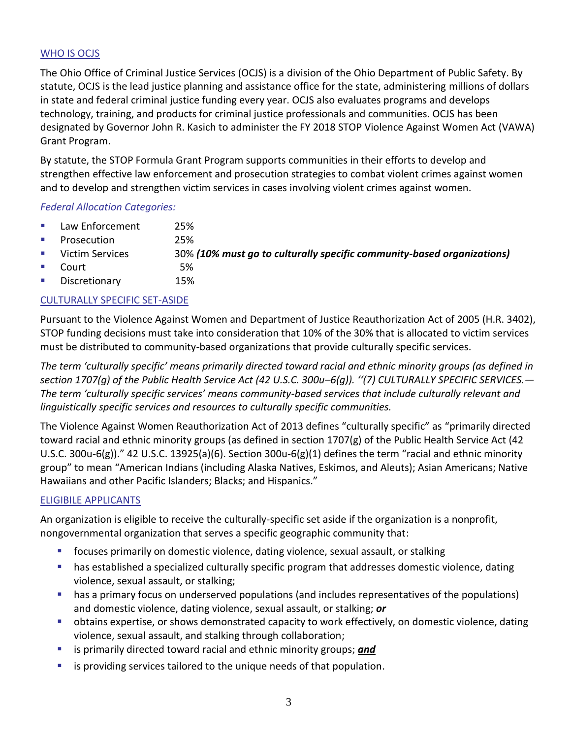## WHO IS OCJS

The Ohio Office of Criminal Justice Services (OCJS) is a division of the Ohio Department of Public Safety. By statute, OCJS is the lead justice planning and assistance office for the state, administering millions of dollars in state and federal criminal justice funding every year. OCJS also evaluates programs and develops technology, training, and products for criminal justice professionals and communities. OCJS has been designated by Governor John R. Kasich to administer the FY 2018 STOP Violence Against Women Act (VAWA) Grant Program.

By statute, the STOP Formula Grant Program supports communities in their efforts to develop and strengthen effective law enforcement and prosecution strategies to combat violent crimes against women and to develop and strengthen victim services in cases involving violent crimes against women.

*Federal Allocation Categories:*

- Law Enforcement 25%
- Prosecution 25%
- Victim Services 30% ***(10% must go to culturally specific community-based organizations)***
- Court 5%
- Discretionary 15%

## CULTURALLY SPECIFIC SET-ASIDE

Pursuant to the Violence Against Women and Department of Justice Reauthorization Act of 2005 (H.R. 3402), STOP funding decisions must take into consideration that 10% of the 30% that is allocated to victim services must be distributed to community-based organizations that provide culturally specific services.

*The term 'culturally specific' means primarily directed toward racial and ethnic minority groups (as defined in section 1707(g) of the Public Health Service Act (42 U.S.C. 300u–6(g)). ''(7) CULTURALLY SPECIFIC SERVICES.—The term 'culturally specific services' means community-based services that include culturally relevant and linguistically specific services and resources to culturally specific communities.*

The Violence Against Women Reauthorization Act of 2013 defines "culturally specific" as "primarily directed toward racial and ethnic minority groups (as defined in section 1707(g) of the Public Health Service Act (42 U.S.C. 300u-6(g))." 42 U.S.C. 13925(a)(6). Section 300u-6(g)(1) defines the term "racial and ethnic minority group" to mean "American Indians (including Alaska Natives, Eskimos, and Aleuts); Asian Americans; Native Hawaiians and other Pacific Islanders; Blacks; and Hispanics."

## ELIGIBILE APPLICANTS

An organization is eligible to receive the culturally-specific set aside if the organization is a nonprofit, nongovernmental organization that serves a specific geographic community that:

- focuses primarily on domestic violence, dating violence, sexual assault, or stalking
- has established a specialized culturally specific program that addresses domestic violence, dating violence, sexual assault, or stalking;
- has a primary focus on underserved populations (and includes representatives of the populations) and domestic violence, dating violence, sexual assault, or stalking; ***or***
- obtains expertise, or shows demonstrated capacity to work effectively, on domestic violence, dating violence, sexual assault, and stalking through collaboration;
- is primarily directed toward racial and ethnic minority groups; ***and***
- is providing services tailored to the unique needs of that population.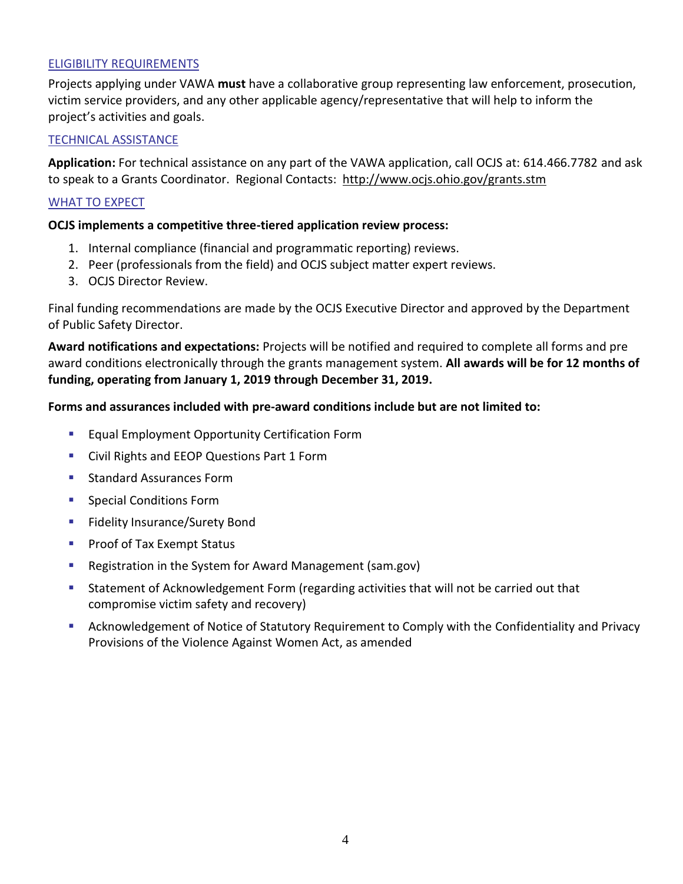## ELIGIBILITY REQUIREMENTS

Projects applying under VAWA **must** have a collaborative group representing law enforcement, prosecution, victim service providers, and any other applicable agency/representative that will help to inform the project's activities and goals.

## TECHNICAL ASSISTANCE

**Application:** For technical assistance on any part of the VAWA application, call OCJS at: 614.466.7782 and ask to speak to a Grants Coordinator. Regional Contacts: http://www.ocjs.ohio.gov/grants.stm

## WHAT TO EXPECT

**OCJS implements a competitive three-tiered application review process:**

1. Internal compliance (financial and programmatic reporting) reviews.
2. Peer (professionals from the field) and OCJS subject matter expert reviews.
3. OCJS Director Review.

Final funding recommendations are made by the OCJS Executive Director and approved by the Department of Public Safety Director.

**Award notifications and expectations:** Projects will be notified and required to complete all forms and pre award conditions electronically through the grants management system. **All awards will be for 12 months of funding, operating from January 1, 2019 through December 31, 2019.**

**Forms and assurances included with pre-award conditions include but are not limited to:**

- Equal Employment Opportunity Certification Form
- Civil Rights and EEOP Questions Part 1 Form
- Standard Assurances Form
- Special Conditions Form
- Fidelity Insurance/Surety Bond
- Proof of Tax Exempt Status
- Registration in the System for Award Management (sam.gov)
- Statement of Acknowledgement Form (regarding activities that will not be carried out that compromise victim safety and recovery)
- Acknowledgement of Notice of Statutory Requirement to Comply with the Confidentiality and Privacy Provisions of the Violence Against Women Act, as amended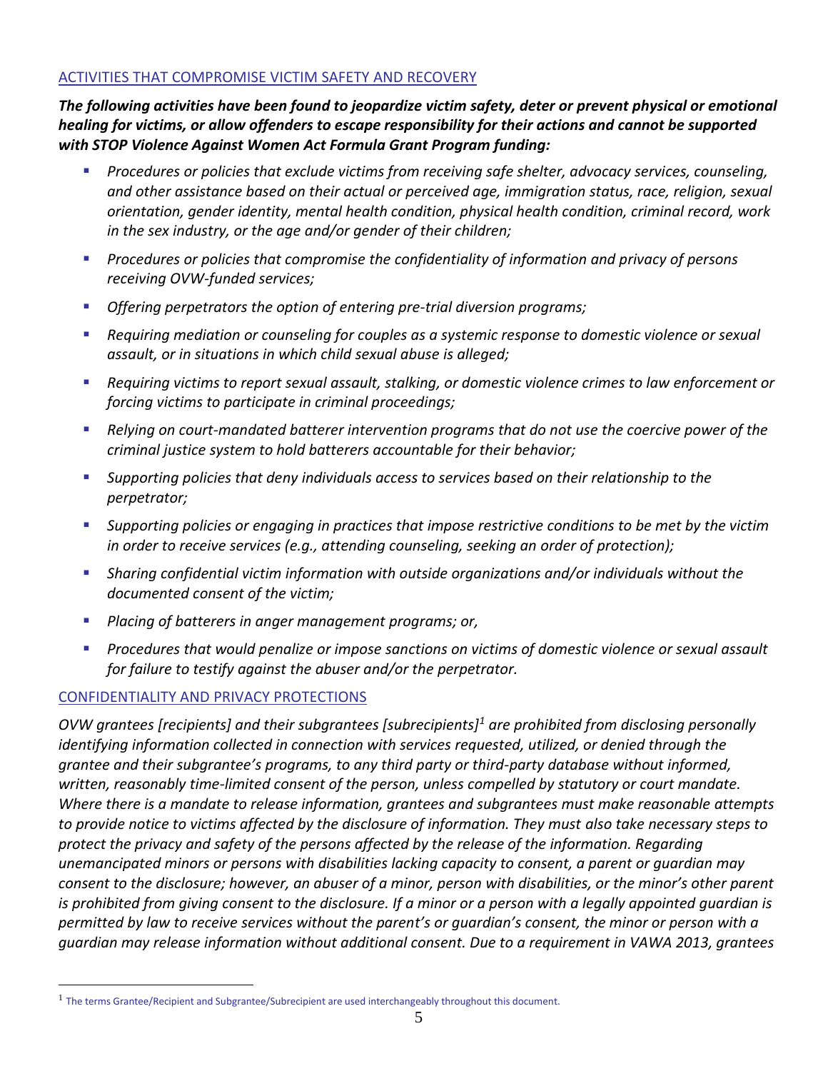## ACTIVITIES THAT COMPROMISE VICTIM SAFETY AND RECOVERY

***The following activities have been found to jeopardize victim safety, deter or prevent physical or emotional healing for victims, or allow offenders to escape responsibility for their actions and cannot be supported with STOP Violence Against Women Act Formula Grant Program funding:***

- *Procedures or policies that exclude victims from receiving safe shelter, advocacy services, counseling, and other assistance based on their actual or perceived age, immigration status, race, religion, sexual orientation, gender identity, mental health condition, physical health condition, criminal record, work in the sex industry, or the age and/or gender of their children;*
- *Procedures or policies that compromise the confidentiality of information and privacy of persons receiving OVW-funded services;*
- *Offering perpetrators the option of entering pre-trial diversion programs;*
- *Requiring mediation or counseling for couples as a systemic response to domestic violence or sexual assault, or in situations in which child sexual abuse is alleged;*
- *Requiring victims to report sexual assault, stalking, or domestic violence crimes to law enforcement or forcing victims to participate in criminal proceedings;*
- *Relying on court-mandated batterer intervention programs that do not use the coercive power of the criminal justice system to hold batterers accountable for their behavior;*
- *Supporting policies that deny individuals access to services based on their relationship to the perpetrator;*
- *Supporting policies or engaging in practices that impose restrictive conditions to be met by the victim in order to receive services (e.g., attending counseling, seeking an order of protection);*
- *Sharing confidential victim information with outside organizations and/or individuals without the documented consent of the victim;*
- *Placing of batterers in anger management programs; or,*
- *Procedures that would penalize or impose sanctions on victims of domestic violence or sexual assault for failure to testify against the abuser and/or the perpetrator.*

## CONFIDENTIALITY AND PRIVACY PROTECTIONS

*OVW grantees [recipients] and their subgrantees [subrecipients][1] are prohibited from disclosing personally identifying information collected in connection with services requested, utilized, or denied through the grantee and their subgrantee's programs, to any third party or third-party database without informed, written, reasonably time-limited consent of the person, unless compelled by statutory or court mandate. Where there is a mandate to release information, grantees and subgrantees must make reasonable attempts to provide notice to victims affected by the disclosure of information. They must also take necessary steps to protect the privacy and safety of the persons affected by the release of the information. Regarding unemancipated minors or persons with disabilities lacking capacity to consent, a parent or guardian may consent to the disclosure; however, an abuser of a minor, person with disabilities, or the minor's other parent is prohibited from giving consent to the disclosure. If a minor or a person with a legally appointed guardian is permitted by law to receive services without the parent's or guardian's consent, the minor or person with a guardian may release information without additional consent. Due to a requirement in VAWA 2013, grantees*

[1] The terms Grantee/Recipient and Subgrantee/Subrecipient are used interchangeably throughout this document.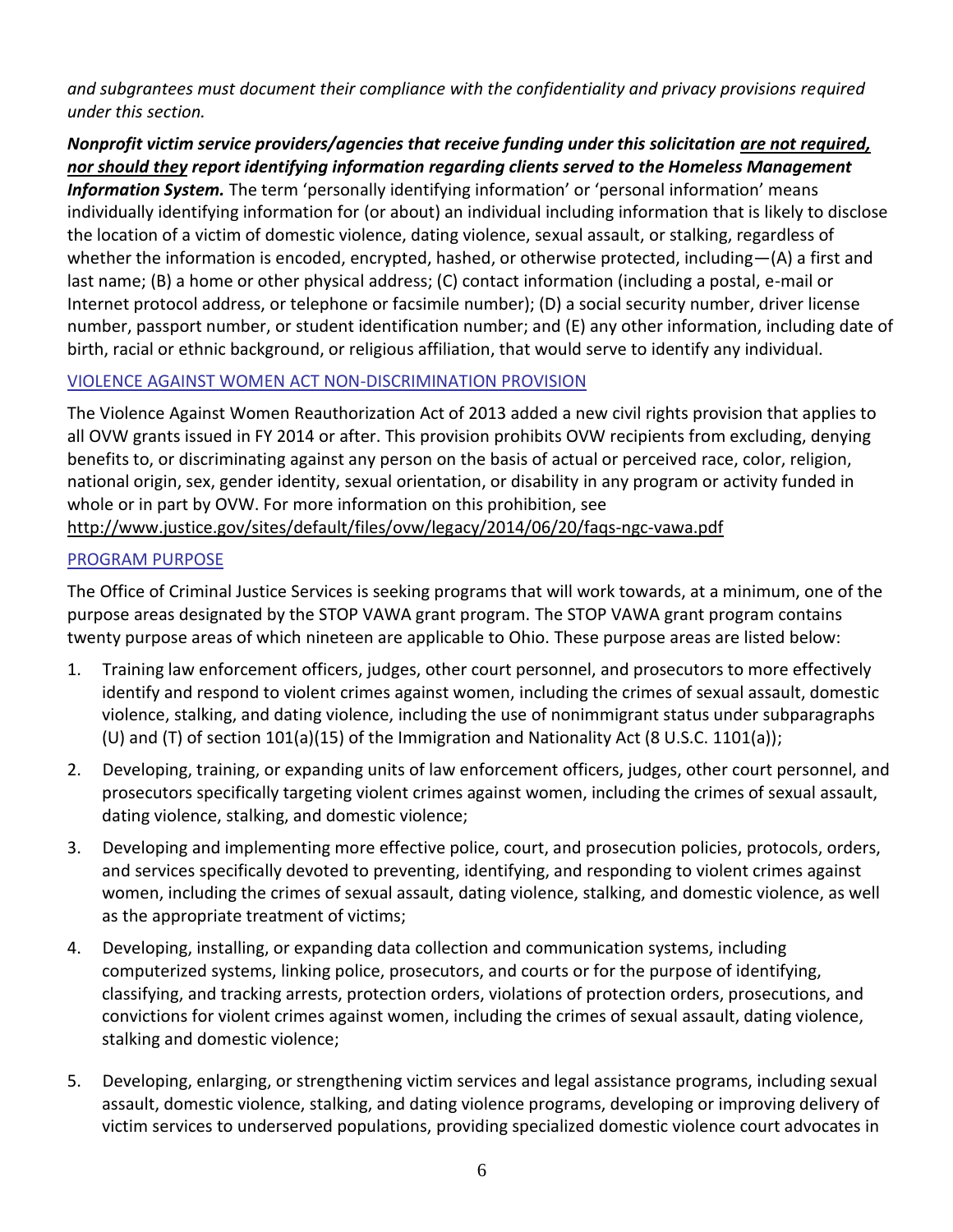*and subgrantees must document their compliance with the confidentiality and privacy provisions required under this section.*

***Nonprofit victim service providers/agencies that receive funding under this solicitation are not required, nor should they report identifying information regarding clients served to the Homeless Management Information System.*** The term 'personally identifying information' or 'personal information' means individually identifying information for (or about) an individual including information that is likely to disclose the location of a victim of domestic violence, dating violence, sexual assault, or stalking, regardless of whether the information is encoded, encrypted, hashed, or otherwise protected, including—(A) a first and last name; (B) a home or other physical address; (C) contact information (including a postal, e-mail or Internet protocol address, or telephone or facsimile number); (D) a social security number, driver license number, passport number, or student identification number; and (E) any other information, including date of birth, racial or ethnic background, or religious affiliation, that would serve to identify any individual.

## VIOLENCE AGAINST WOMEN ACT NON-DISCRIMINATION PROVISION

The Violence Against Women Reauthorization Act of 2013 added a new civil rights provision that applies to all OVW grants issued in FY 2014 or after. This provision prohibits OVW recipients from excluding, denying benefits to, or discriminating against any person on the basis of actual or perceived race, color, religion, national origin, sex, gender identity, sexual orientation, or disability in any program or activity funded in whole or in part by OVW. For more information on this prohibition, see http://www.justice.gov/sites/default/files/ovw/legacy/2014/06/20/faqs-ngc-vawa.pdf

## PROGRAM PURPOSE

The Office of Criminal Justice Services is seeking programs that will work towards, at a minimum, one of the purpose areas designated by the STOP VAWA grant program. The STOP VAWA grant program contains twenty purpose areas of which nineteen are applicable to Ohio. These purpose areas are listed below:

1. Training law enforcement officers, judges, other court personnel, and prosecutors to more effectively identify and respond to violent crimes against women, including the crimes of sexual assault, domestic violence, stalking, and dating violence, including the use of nonimmigrant status under subparagraphs (U) and (T) of section 101(a)(15) of the Immigration and Nationality Act (8 U.S.C. 1101(a));
2. Developing, training, or expanding units of law enforcement officers, judges, other court personnel, and prosecutors specifically targeting violent crimes against women, including the crimes of sexual assault, dating violence, stalking, and domestic violence;
3. Developing and implementing more effective police, court, and prosecution policies, protocols, orders, and services specifically devoted to preventing, identifying, and responding to violent crimes against women, including the crimes of sexual assault, dating violence, stalking, and domestic violence, as well as the appropriate treatment of victims;
4. Developing, installing, or expanding data collection and communication systems, including computerized systems, linking police, prosecutors, and courts or for the purpose of identifying, classifying, and tracking arrests, protection orders, violations of protection orders, prosecutions, and convictions for violent crimes against women, including the crimes of sexual assault, dating violence, stalking and domestic violence;
5. Developing, enlarging, or strengthening victim services and legal assistance programs, including sexual assault, domestic violence, stalking, and dating violence programs, developing or improving delivery of victim services to underserved populations, providing specialized domestic violence court advocates in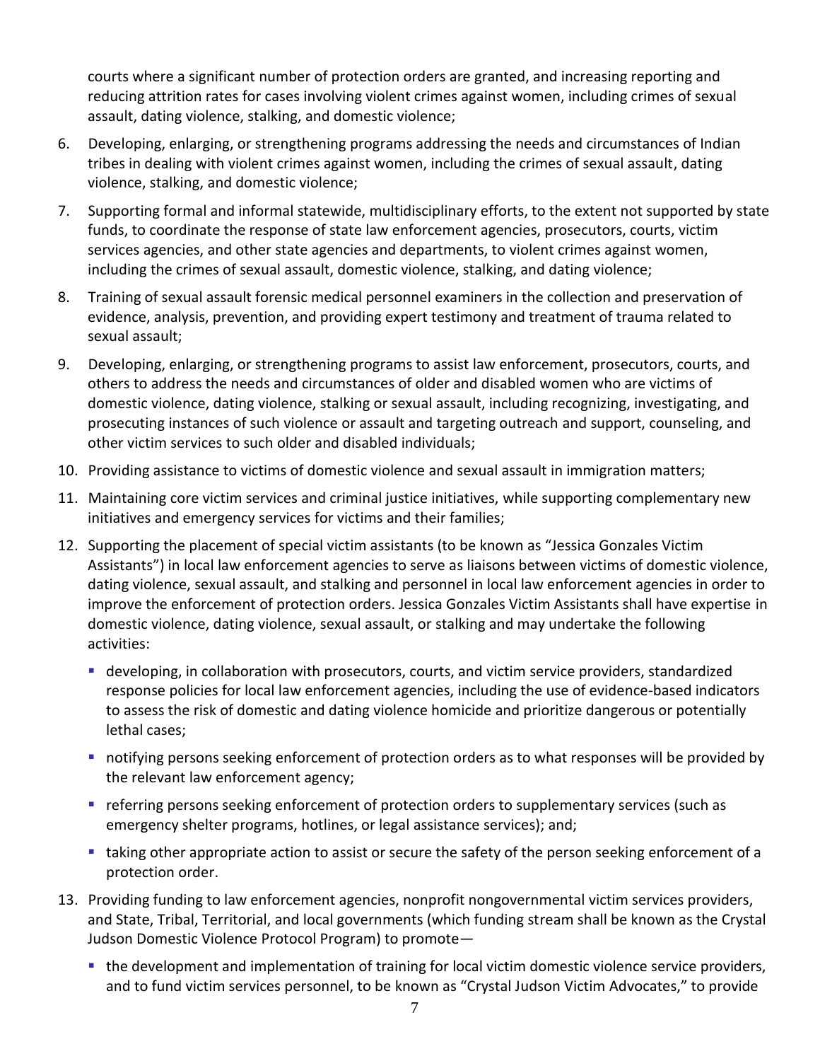courts where a significant number of protection orders are granted, and increasing reporting and reducing attrition rates for cases involving violent crimes against women, including crimes of sexual assault, dating violence, stalking, and domestic violence;

6. Developing, enlarging, or strengthening programs addressing the needs and circumstances of Indian tribes in dealing with violent crimes against women, including the crimes of sexual assault, dating violence, stalking, and domestic violence;
7. Supporting formal and informal statewide, multidisciplinary efforts, to the extent not supported by state funds, to coordinate the response of state law enforcement agencies, prosecutors, courts, victim services agencies, and other state agencies and departments, to violent crimes against women, including the crimes of sexual assault, domestic violence, stalking, and dating violence;
8. Training of sexual assault forensic medical personnel examiners in the collection and preservation of evidence, analysis, prevention, and providing expert testimony and treatment of trauma related to sexual assault;
9. Developing, enlarging, or strengthening programs to assist law enforcement, prosecutors, courts, and others to address the needs and circumstances of older and disabled women who are victims of domestic violence, dating violence, stalking or sexual assault, including recognizing, investigating, and prosecuting instances of such violence or assault and targeting outreach and support, counseling, and other victim services to such older and disabled individuals;
10. Providing assistance to victims of domestic violence and sexual assault in immigration matters;
11. Maintaining core victim services and criminal justice initiatives, while supporting complementary new initiatives and emergency services for victims and their families;
12. Supporting the placement of special victim assistants (to be known as "Jessica Gonzales Victim Assistants") in local law enforcement agencies to serve as liaisons between victims of domestic violence, dating violence, sexual assault, and stalking and personnel in local law enforcement agencies in order to improve the enforcement of protection orders. Jessica Gonzales Victim Assistants shall have expertise in domestic violence, dating violence, sexual assault, or stalking and may undertake the following activities:
    - developing, in collaboration with prosecutors, courts, and victim service providers, standardized response policies for local law enforcement agencies, including the use of evidence-based indicators to assess the risk of domestic and dating violence homicide and prioritize dangerous or potentially lethal cases;
    - notifying persons seeking enforcement of protection orders as to what responses will be provided by the relevant law enforcement agency;
    - referring persons seeking enforcement of protection orders to supplementary services (such as emergency shelter programs, hotlines, or legal assistance services); and;
    - taking other appropriate action to assist or secure the safety of the person seeking enforcement of a protection order.
13. Providing funding to law enforcement agencies, nonprofit nongovernmental victim services providers, and State, Tribal, Territorial, and local governments (which funding stream shall be known as the Crystal Judson Domestic Violence Protocol Program) to promote—
    - the development and implementation of training for local victim domestic violence service providers, and to fund victim services personnel, to be known as "Crystal Judson Victim Advocates," to provide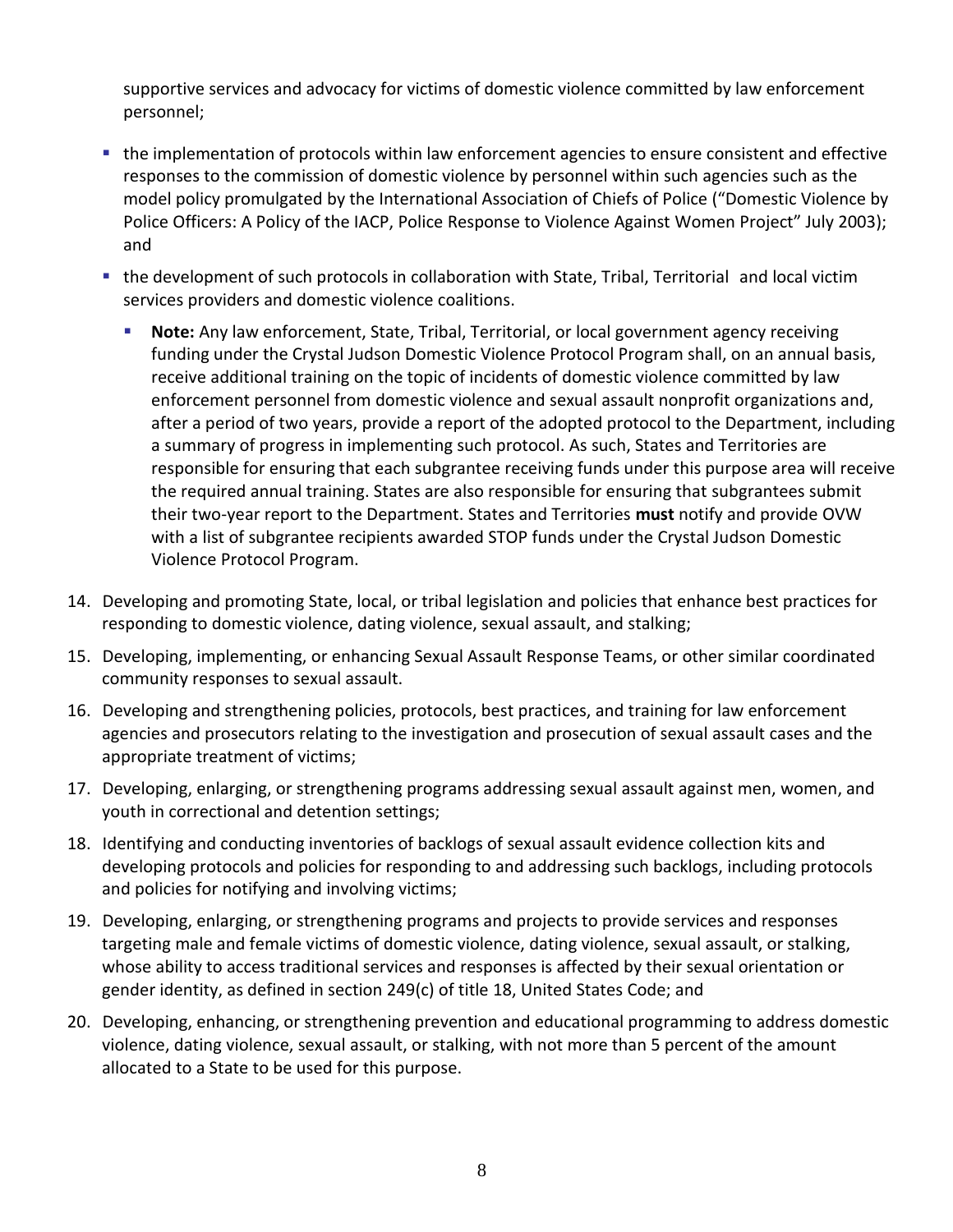supportive services and advocacy for victims of domestic violence committed by law enforcement personnel;

- the implementation of protocols within law enforcement agencies to ensure consistent and effective responses to the commission of domestic violence by personnel within such agencies such as the model policy promulgated by the International Association of Chiefs of Police ("Domestic Violence by Police Officers: A Policy of the IACP, Police Response to Violence Against Women Project" July 2003); and
- the development of such protocols in collaboration with State, Tribal, Territorial and local victim services providers and domestic violence coalitions.
    - **Note:** Any law enforcement, State, Tribal, Territorial, or local government agency receiving funding under the Crystal Judson Domestic Violence Protocol Program shall, on an annual basis, receive additional training on the topic of incidents of domestic violence committed by law enforcement personnel from domestic violence and sexual assault nonprofit organizations and, after a period of two years, provide a report of the adopted protocol to the Department, including a summary of progress in implementing such protocol. As such, States and Territories are responsible for ensuring that each subgrantee receiving funds under this purpose area will receive the required annual training. States are also responsible for ensuring that subgrantees submit their two-year report to the Department. States and Territories **must** notify and provide OVW with a list of subgrantee recipients awarded STOP funds under the Crystal Judson Domestic Violence Protocol Program.

14. Developing and promoting State, local, or tribal legislation and policies that enhance best practices for responding to domestic violence, dating violence, sexual assault, and stalking;
15. Developing, implementing, or enhancing Sexual Assault Response Teams, or other similar coordinated community responses to sexual assault.
16. Developing and strengthening policies, protocols, best practices, and training for law enforcement agencies and prosecutors relating to the investigation and prosecution of sexual assault cases and the appropriate treatment of victims;
17. Developing, enlarging, or strengthening programs addressing sexual assault against men, women, and youth in correctional and detention settings;
18. Identifying and conducting inventories of backlogs of sexual assault evidence collection kits and developing protocols and policies for responding to and addressing such backlogs, including protocols and policies for notifying and involving victims;
19. Developing, enlarging, or strengthening programs and projects to provide services and responses targeting male and female victims of domestic violence, dating violence, sexual assault, or stalking, whose ability to access traditional services and responses is affected by their sexual orientation or gender identity, as defined in section 249(c) of title 18, United States Code; and
20. Developing, enhancing, or strengthening prevention and educational programming to address domestic violence, dating violence, sexual assault, or stalking, with not more than 5 percent of the amount allocated to a State to be used for this purpose.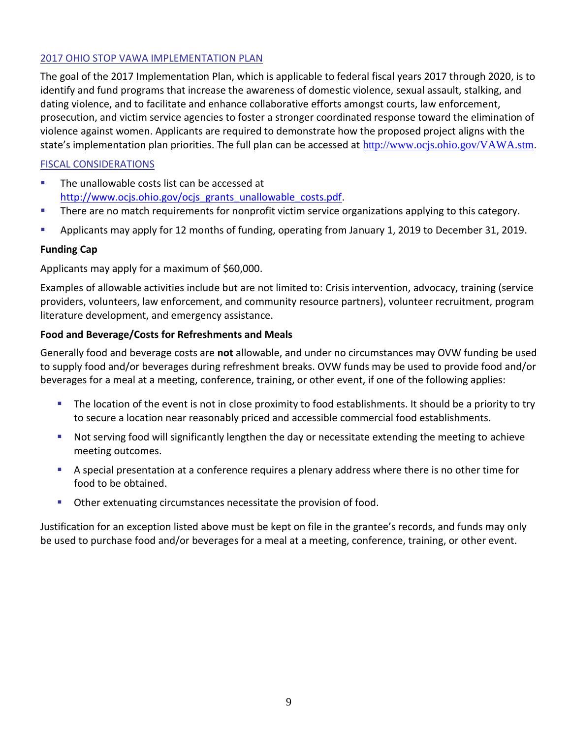## 2017 OHIO STOP VAWA IMPLEMENTATION PLAN

The goal of the 2017 Implementation Plan, which is applicable to federal fiscal years 2017 through 2020, is to identify and fund programs that increase the awareness of domestic violence, sexual assault, stalking, and dating violence, and to facilitate and enhance collaborative efforts amongst courts, law enforcement, prosecution, and victim service agencies to foster a stronger coordinated response toward the elimination of violence against women. Applicants are required to demonstrate how the proposed project aligns with the state's implementation plan priorities. The full plan can be accessed at http://www.ocjs.ohio.gov/VAWA.stm.

## FISCAL CONSIDERATIONS

- The unallowable costs list can be accessed at http://www.ocjs.ohio.gov/ocjs_grants_unallowable_costs.pdf.
- There are no match requirements for nonprofit victim service organizations applying to this category.
- Applicants may apply for 12 months of funding, operating from January 1, 2019 to December 31, 2019.

**Funding Cap**

Applicants may apply for a maximum of $60,000.

Examples of allowable activities include but are not limited to: Crisis intervention, advocacy, training (service providers, volunteers, law enforcement, and community resource partners), volunteer recruitment, program literature development, and emergency assistance.

**Food and Beverage/Costs for Refreshments and Meals**

Generally food and beverage costs are **not** allowable, and under no circumstances may OVW funding be used to supply food and/or beverages during refreshment breaks. OVW funds may be used to provide food and/or beverages for a meal at a meeting, conference, training, or other event, if one of the following applies:

- The location of the event is not in close proximity to food establishments. It should be a priority to try to secure a location near reasonably priced and accessible commercial food establishments.
- Not serving food will significantly lengthen the day or necessitate extending the meeting to achieve meeting outcomes.
- A special presentation at a conference requires a plenary address where there is no other time for food to be obtained.
- Other extenuating circumstances necessitate the provision of food.

Justification for an exception listed above must be kept on file in the grantee's records, and funds may only be used to purchase food and/or beverages for a meal at a meeting, conference, training, or other event.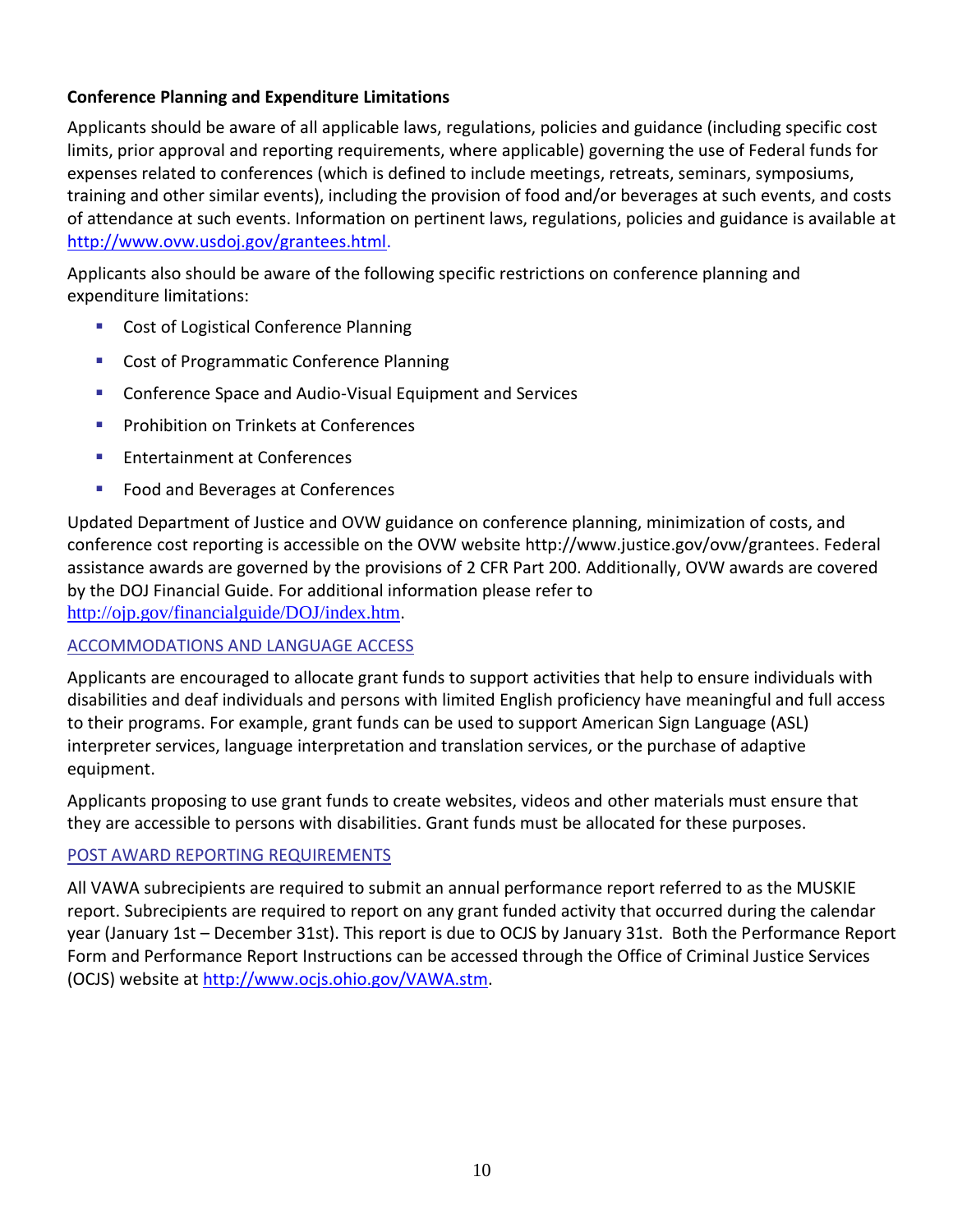**Conference Planning and Expenditure Limitations**

Applicants should be aware of all applicable laws, regulations, policies and guidance (including specific cost limits, prior approval and reporting requirements, where applicable) governing the use of Federal funds for expenses related to conferences (which is defined to include meetings, retreats, seminars, symposiums, training and other similar events), including the provision of food and/or beverages at such events, and costs of attendance at such events. Information on pertinent laws, regulations, policies and guidance is available at http://www.ovw.usdoj.gov/grantees.html.

Applicants also should be aware of the following specific restrictions on conference planning and expenditure limitations:

- Cost of Logistical Conference Planning
- Cost of Programmatic Conference Planning
- Conference Space and Audio-Visual Equipment and Services
- Prohibition on Trinkets at Conferences
- Entertainment at Conferences
- Food and Beverages at Conferences

Updated Department of Justice and OVW guidance on conference planning, minimization of costs, and conference cost reporting is accessible on the OVW website http://www.justice.gov/ovw/grantees. Federal assistance awards are governed by the provisions of 2 CFR Part 200. Additionally, OVW awards are covered by the DOJ Financial Guide. For additional information please refer to http://ojp.gov/financialguide/DOJ/index.htm.

## ACCOMMODATIONS AND LANGUAGE ACCESS

Applicants are encouraged to allocate grant funds to support activities that help to ensure individuals with disabilities and deaf individuals and persons with limited English proficiency have meaningful and full access to their programs. For example, grant funds can be used to support American Sign Language (ASL) interpreter services, language interpretation and translation services, or the purchase of adaptive equipment.

Applicants proposing to use grant funds to create websites, videos and other materials must ensure that they are accessible to persons with disabilities. Grant funds must be allocated for these purposes.

## POST AWARD REPORTING REQUIREMENTS

All VAWA subrecipients are required to submit an annual performance report referred to as the MUSKIE report. Subrecipients are required to report on any grant funded activity that occurred during the calendar year (January 1st – December 31st). This report is due to OCJS by January 31st. Both the Performance Report Form and Performance Report Instructions can be accessed through the Office of Criminal Justice Services (OCJS) website at http://www.ocjs.ohio.gov/VAWA.stm.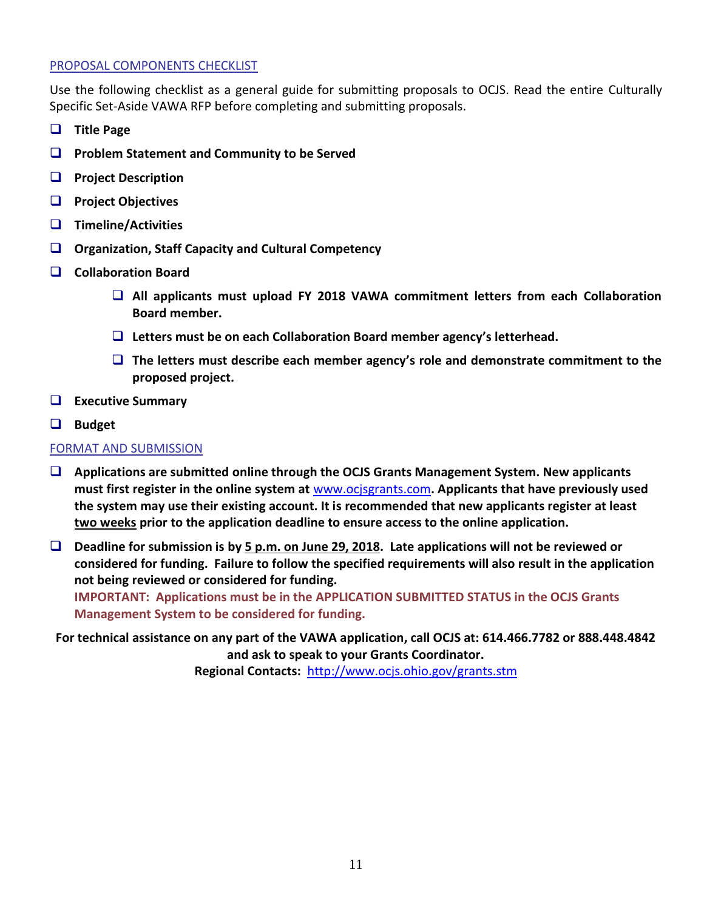## PROPOSAL COMPONENTS CHECKLIST

Use the following checklist as a general guide for submitting proposals to OCJS. Read the entire Culturally Specific Set-Aside VAWA RFP before completing and submitting proposals.

- ❑ **Title Page**
- ❑ **Problem Statement and Community to be Served**
- ❑ **Project Description**
- ❑ **Project Objectives**
- ❑ **Timeline/Activities**
- ❑ **Organization, Staff Capacity and Cultural Competency**
- ❑ **Collaboration Board**
  - ❑ **All applicants must upload FY 2018 VAWA commitment letters from each Collaboration Board member.**
  - ❑ **Letters must be on each Collaboration Board member agency's letterhead.**
  - ❑ **The letters must describe each member agency's role and demonstrate commitment to the proposed project.**
- ❑ **Executive Summary**
- ❑ **Budget**

## FORMAT AND SUBMISSION

- ❑ **Applications are submitted online through the OCJS Grants Management System. New applicants must first register in the online system at www.ocjsgrants.com. Applicants that have previously used the system may use their existing account. It is recommended that new applicants register at least two weeks prior to the application deadline to ensure access to the online application.**
- ❑ **Deadline for submission is by 5 p.m. on June 29, 2018. Late applications will not be reviewed or considered for funding. Failure to follow the specified requirements will also result in the application not being reviewed or considered for funding.**
  **IMPORTANT: Applications must be in the APPLICATION SUBMITTED STATUS in the OCJS Grants Management System to be considered for funding.**

**For technical assistance on any part of the VAWA application, call OCJS at: 614.466.7782 or 888.448.4842 and ask to speak to your Grants Coordinator.**
**Regional Contacts:** http://www.ocjs.ohio.gov/grants.stm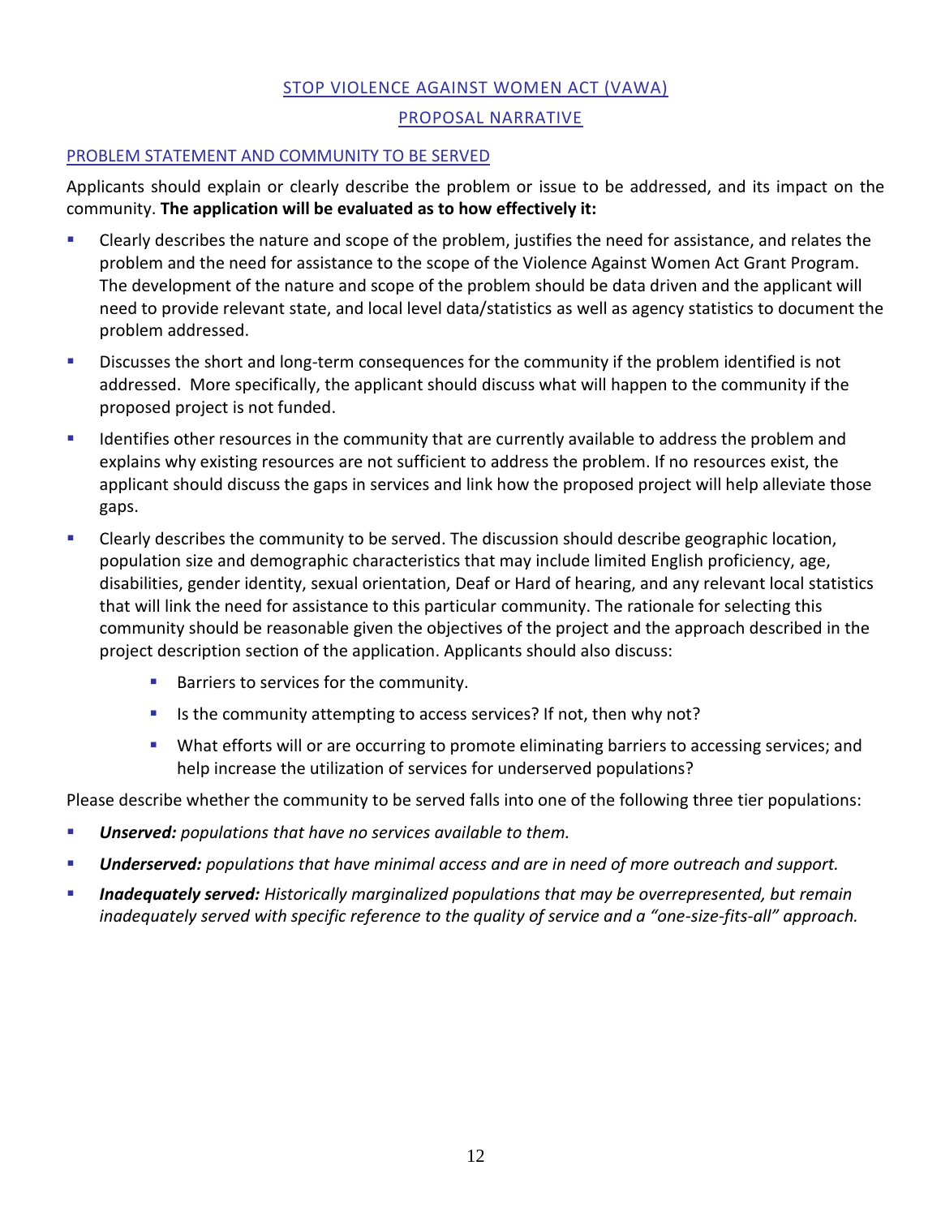## STOP VIOLENCE AGAINST WOMEN ACT (VAWA)

## PROPOSAL NARRATIVE

### PROBLEM STATEMENT AND COMMUNITY TO BE SERVED

Applicants should explain or clearly describe the problem or issue to be addressed, and its impact on the community. **The application will be evaluated as to how effectively it:**

- Clearly describes the nature and scope of the problem, justifies the need for assistance, and relates the problem and the need for assistance to the scope of the Violence Against Women Act Grant Program. The development of the nature and scope of the problem should be data driven and the applicant will need to provide relevant state, and local level data/statistics as well as agency statistics to document the problem addressed.
- Discusses the short and long-term consequences for the community if the problem identified is not addressed. More specifically, the applicant should discuss what will happen to the community if the proposed project is not funded.
- Identifies other resources in the community that are currently available to address the problem and explains why existing resources are not sufficient to address the problem. If no resources exist, the applicant should discuss the gaps in services and link how the proposed project will help alleviate those gaps.
- Clearly describes the community to be served. The discussion should describe geographic location, population size and demographic characteristics that may include limited English proficiency, age, disabilities, gender identity, sexual orientation, Deaf or Hard of hearing, and any relevant local statistics that will link the need for assistance to this particular community. The rationale for selecting this community should be reasonable given the objectives of the project and the approach described in the project description section of the application. Applicants should also discuss:
  - Barriers to services for the community.
  - Is the community attempting to access services? If not, then why not?
  - What efforts will or are occurring to promote eliminating barriers to accessing services; and help increase the utilization of services for underserved populations?

Please describe whether the community to be served falls into one of the following three tier populations:

- ***Unserved:*** *populations that have no services available to them.*
- ***Underserved:*** *populations that have minimal access and are in need of more outreach and support.*
- ***Inadequately served:*** *Historically marginalized populations that may be overrepresented, but remain inadequately served with specific reference to the quality of service and a "one-size-fits-all" approach.*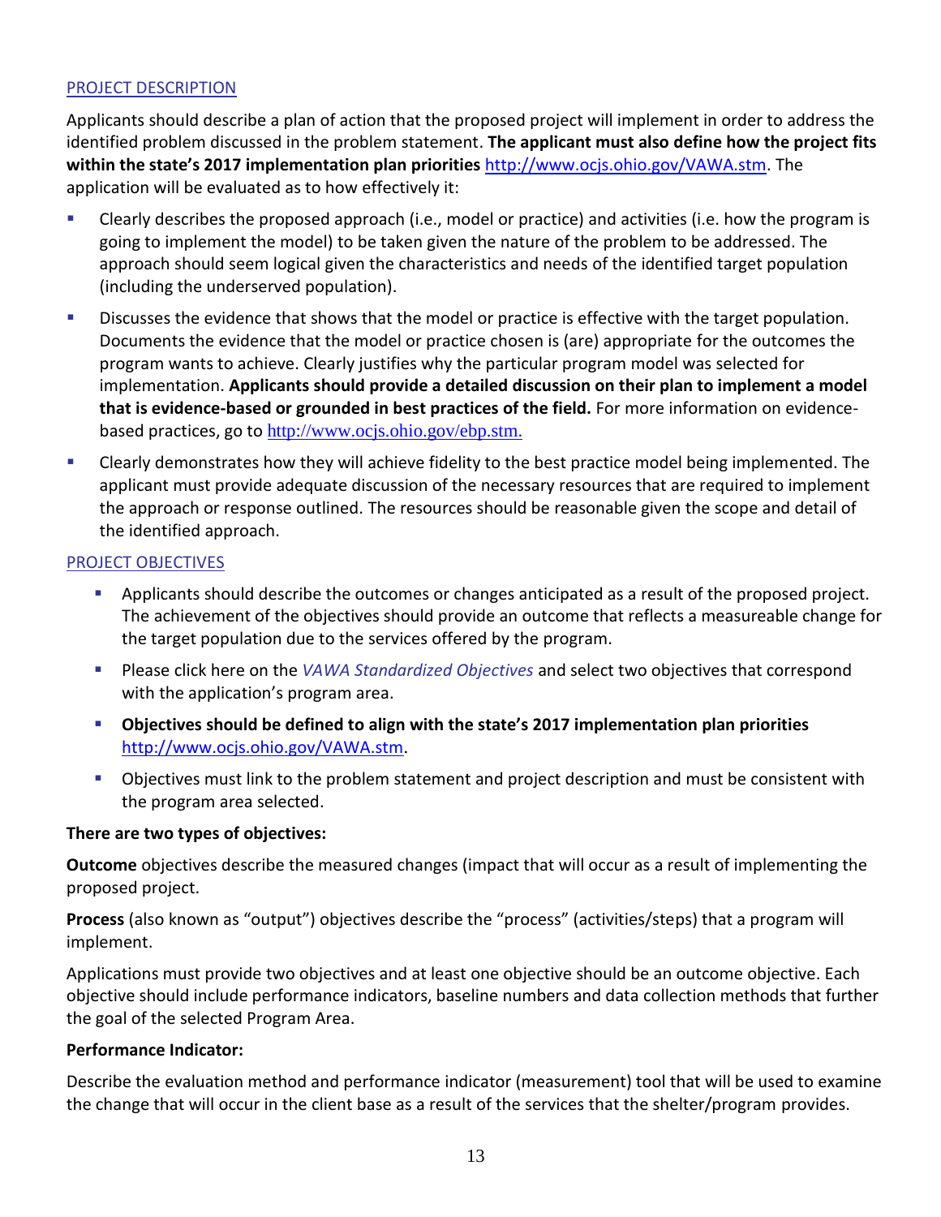## PROJECT DESCRIPTION

Applicants should describe a plan of action that the proposed project will implement in order to address the identified problem discussed in the problem statement. **The applicant must also define how the project fits within the state's 2017 implementation plan priorities** http://www.ocjs.ohio.gov/VAWA.stm. The application will be evaluated as to how effectively it:

- Clearly describes the proposed approach (i.e., model or practice) and activities (i.e. how the program is going to implement the model) to be taken given the nature of the problem to be addressed. The approach should seem logical given the characteristics and needs of the identified target population (including the underserved population).
- Discusses the evidence that shows that the model or practice is effective with the target population. Documents the evidence that the model or practice chosen is (are) appropriate for the outcomes the program wants to achieve. Clearly justifies why the particular program model was selected for implementation. **Applicants should provide a detailed discussion on their plan to implement a model that is evidence-based or grounded in best practices of the field.** For more information on evidence-based practices, go to http://www.ocjs.ohio.gov/ebp.stm.
- Clearly demonstrates how they will achieve fidelity to the best practice model being implemented. The applicant must provide adequate discussion of the necessary resources that are required to implement the approach or response outlined. The resources should be reasonable given the scope and detail of the identified approach.

## PROJECT OBJECTIVES

- Applicants should describe the outcomes or changes anticipated as a result of the proposed project. The achievement of the objectives should provide an outcome that reflects a measureable change for the target population due to the services offered by the program.
- Please click here on the *VAWA Standardized Objectives* and select two objectives that correspond with the application's program area.
- **Objectives should be defined to align with the state's 2017 implementation plan priorities** http://www.ocjs.ohio.gov/VAWA.stm.
- Objectives must link to the problem statement and project description and must be consistent with the program area selected.

**There are two types of objectives:**

**Outcome** objectives describe the measured changes (impact that will occur as a result of implementing the proposed project.

**Process** (also known as "output") objectives describe the "process" (activities/steps) that a program will implement.

Applications must provide two objectives and at least one objective should be an outcome objective. Each objective should include performance indicators, baseline numbers and data collection methods that further the goal of the selected Program Area.

**Performance Indicator:**

Describe the evaluation method and performance indicator (measurement) tool that will be used to examine the change that will occur in the client base as a result of the services that the shelter/program provides.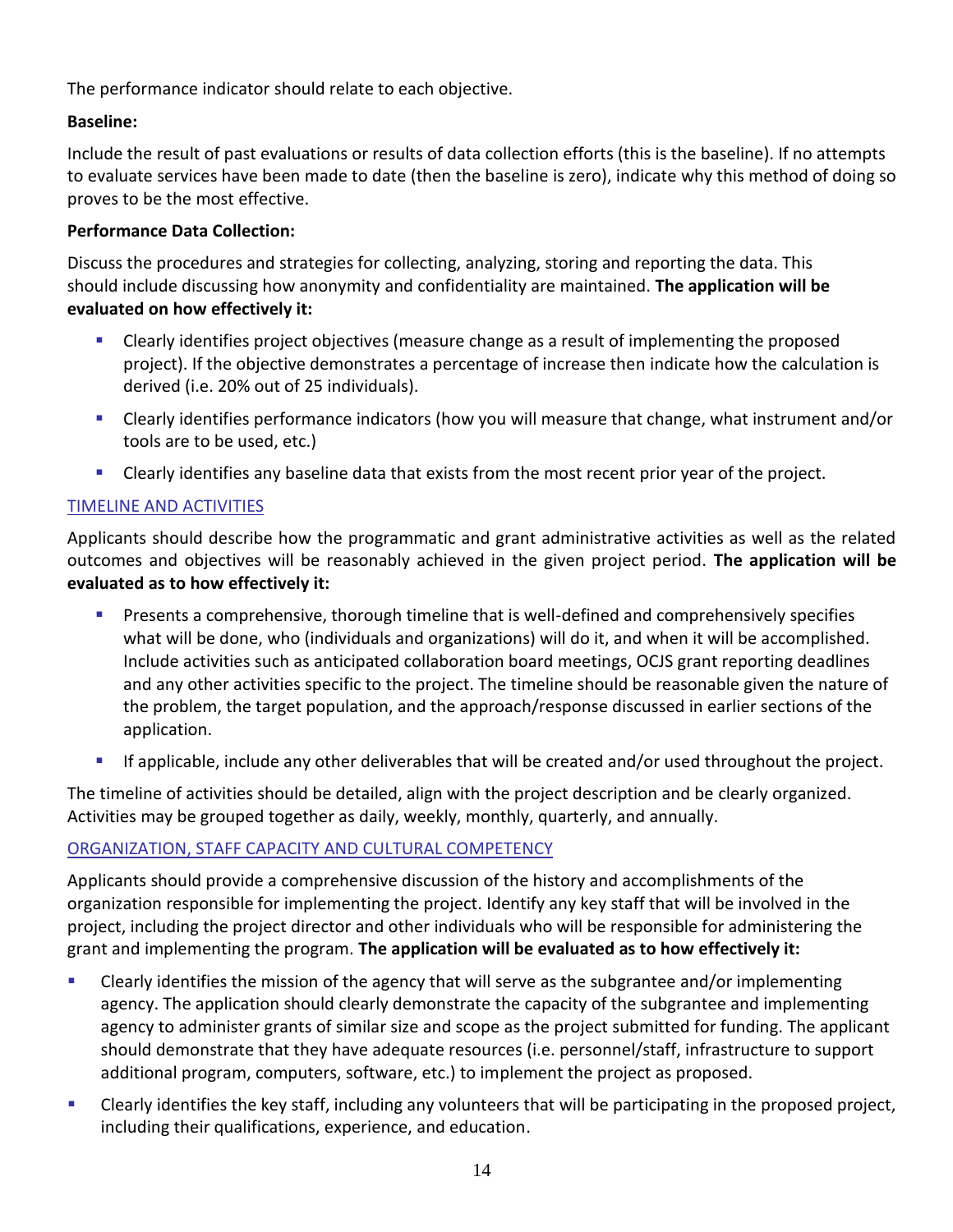The performance indicator should relate to each objective.

**Baseline:**

Include the result of past evaluations or results of data collection efforts (this is the baseline). If no attempts to evaluate services have been made to date (then the baseline is zero), indicate why this method of doing so proves to be the most effective.

**Performance Data Collection:**

Discuss the procedures and strategies for collecting, analyzing, storing and reporting the data. This should include discussing how anonymity and confidentiality are maintained. **The application will be evaluated on how effectively it:**

- Clearly identifies project objectives (measure change as a result of implementing the proposed project). If the objective demonstrates a percentage of increase then indicate how the calculation is derived (i.e. 20% out of 25 individuals).
- Clearly identifies performance indicators (how you will measure that change, what instrument and/or tools are to be used, etc.)
- Clearly identifies any baseline data that exists from the most recent prior year of the project.

## TIMELINE AND ACTIVITIES

Applicants should describe how the programmatic and grant administrative activities as well as the related outcomes and objectives will be reasonably achieved in the given project period. **The application will be evaluated as to how effectively it:**

- Presents a comprehensive, thorough timeline that is well-defined and comprehensively specifies what will be done, who (individuals and organizations) will do it, and when it will be accomplished. Include activities such as anticipated collaboration board meetings, OCJS grant reporting deadlines and any other activities specific to the project. The timeline should be reasonable given the nature of the problem, the target population, and the approach/response discussed in earlier sections of the application.
- If applicable, include any other deliverables that will be created and/or used throughout the project.

The timeline of activities should be detailed, align with the project description and be clearly organized. Activities may be grouped together as daily, weekly, monthly, quarterly, and annually.

## ORGANIZATION, STAFF CAPACITY AND CULTURAL COMPETENCY

Applicants should provide a comprehensive discussion of the history and accomplishments of the organization responsible for implementing the project. Identify any key staff that will be involved in the project, including the project director and other individuals who will be responsible for administering the grant and implementing the program. **The application will be evaluated as to how effectively it:**

- Clearly identifies the mission of the agency that will serve as the subgrantee and/or implementing agency. The application should clearly demonstrate the capacity of the subgrantee and implementing agency to administer grants of similar size and scope as the project submitted for funding. The applicant should demonstrate that they have adequate resources (i.e. personnel/staff, infrastructure to support additional program, computers, software, etc.) to implement the project as proposed.
- Clearly identifies the key staff, including any volunteers that will be participating in the proposed project, including their qualifications, experience, and education.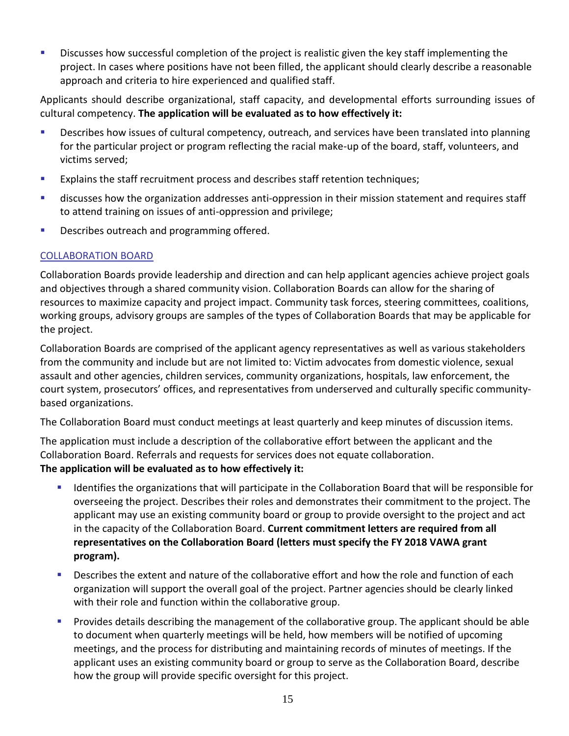- Discusses how successful completion of the project is realistic given the key staff implementing the project. In cases where positions have not been filled, the applicant should clearly describe a reasonable approach and criteria to hire experienced and qualified staff.

Applicants should describe organizational, staff capacity, and developmental efforts surrounding issues of cultural competency. **The application will be evaluated as to how effectively it:**

- Describes how issues of cultural competency, outreach, and services have been translated into planning for the particular project or program reflecting the racial make-up of the board, staff, volunteers, and victims served;
- Explains the staff recruitment process and describes staff retention techniques;
- discusses how the organization addresses anti-oppression in their mission statement and requires staff to attend training on issues of anti-oppression and privilege;
- Describes outreach and programming offered.

## COLLABORATION BOARD

Collaboration Boards provide leadership and direction and can help applicant agencies achieve project goals and objectives through a shared community vision. Collaboration Boards can allow for the sharing of resources to maximize capacity and project impact. Community task forces, steering committees, coalitions, working groups, advisory groups are samples of the types of Collaboration Boards that may be applicable for the project.

Collaboration Boards are comprised of the applicant agency representatives as well as various stakeholders from the community and include but are not limited to: Victim advocates from domestic violence, sexual assault and other agencies, children services, community organizations, hospitals, law enforcement, the court system, prosecutors' offices, and representatives from underserved and culturally specific community-based organizations.

The Collaboration Board must conduct meetings at least quarterly and keep minutes of discussion items.

The application must include a description of the collaborative effort between the applicant and the Collaboration Board. Referrals and requests for services does not equate collaboration.
**The application will be evaluated as to how effectively it:**

- Identifies the organizations that will participate in the Collaboration Board that will be responsible for overseeing the project. Describes their roles and demonstrates their commitment to the project. The applicant may use an existing community board or group to provide oversight to the project and act in the capacity of the Collaboration Board. **Current commitment letters are required from all representatives on the Collaboration Board (letters must specify the FY 2018 VAWA grant program).**
- Describes the extent and nature of the collaborative effort and how the role and function of each organization will support the overall goal of the project. Partner agencies should be clearly linked with their role and function within the collaborative group.
- Provides details describing the management of the collaborative group. The applicant should be able to document when quarterly meetings will be held, how members will be notified of upcoming meetings, and the process for distributing and maintaining records of minutes of meetings. If the applicant uses an existing community board or group to serve as the Collaboration Board, describe how the group will provide specific oversight for this project.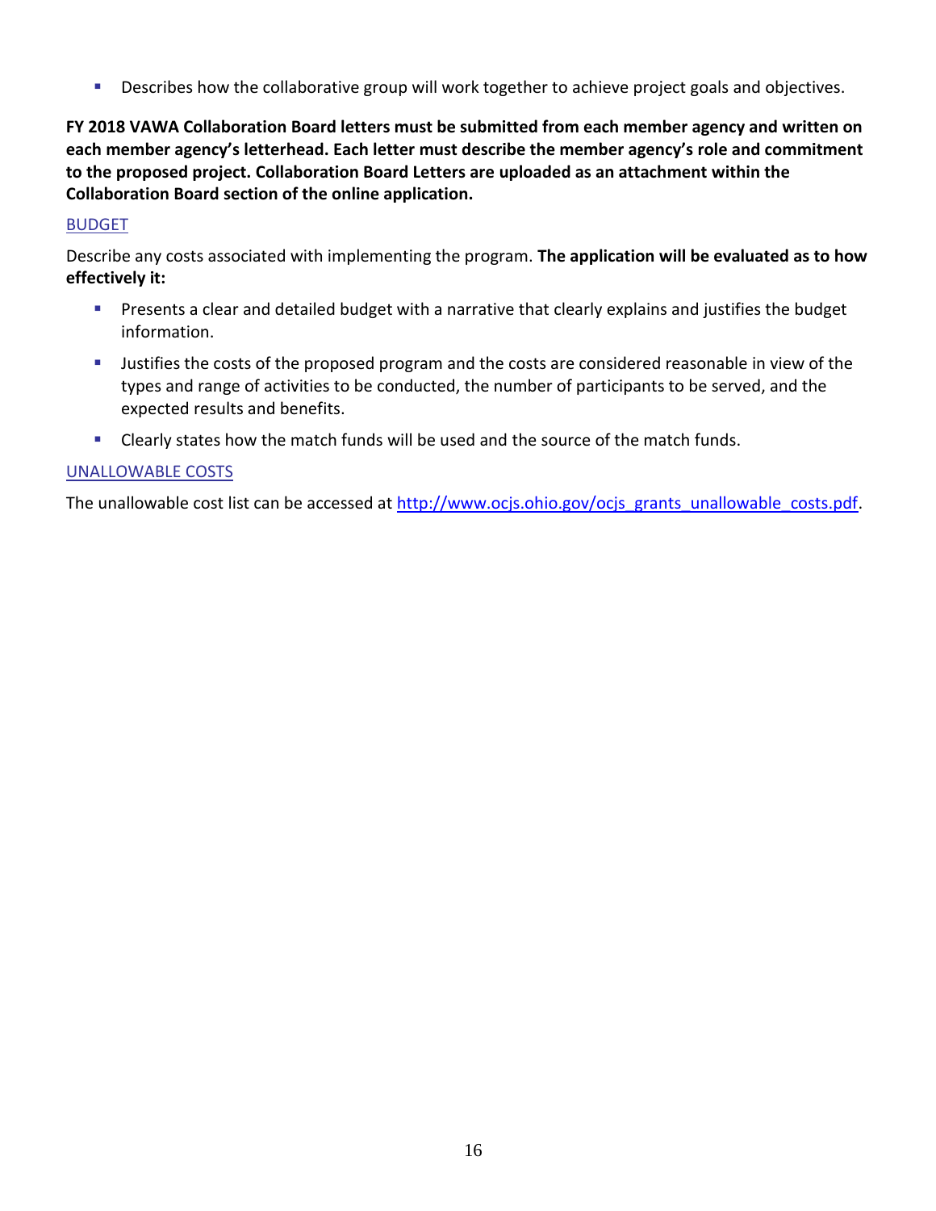- Describes how the collaborative group will work together to achieve project goals and objectives.

**FY 2018 VAWA Collaboration Board letters must be submitted from each member agency and written on each member agency's letterhead. Each letter must describe the member agency's role and commitment to the proposed project. Collaboration Board Letters are uploaded as an attachment within the Collaboration Board section of the online application.**

## BUDGET

Describe any costs associated with implementing the program. **The application will be evaluated as to how effectively it:**

- Presents a clear and detailed budget with a narrative that clearly explains and justifies the budget information.
- Justifies the costs of the proposed program and the costs are considered reasonable in view of the types and range of activities to be conducted, the number of participants to be served, and the expected results and benefits.
- Clearly states how the match funds will be used and the source of the match funds.

## UNALLOWABLE COSTS

The unallowable cost list can be accessed at http://www.ocjs.ohio.gov/ocjs_grants_unallowable_costs.pdf.